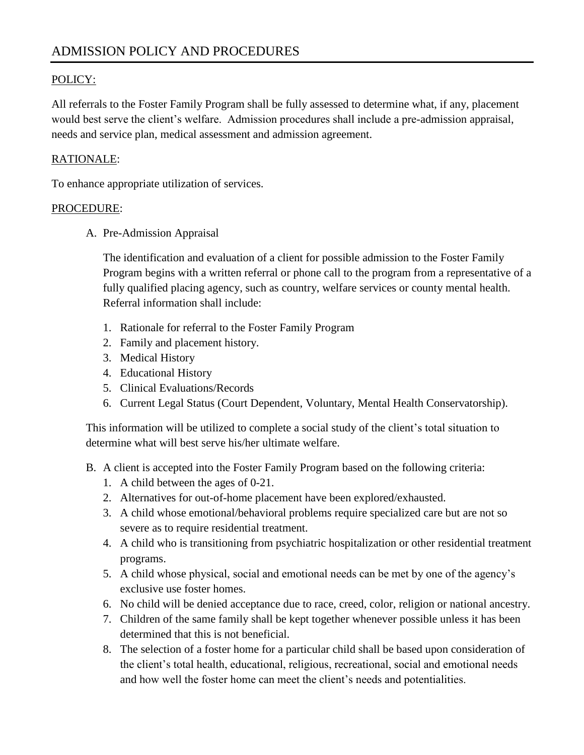# ADMISSION POLICY AND PROCEDURES

POLICY:

All referrals to the Foster Family Program shall be fully assessed to determine what, if any, placement would best serve the client's welfare. Admission procedures shall include a pre-admission appraisal, needs and service plan, medical assessment and admission agreement.

RATIONALE:

To enhance appropriate utilization of services.

PROCEDURE:

A. Pre-Admission Appraisal

   The identification and evaluation of a client for possible admission to the Foster Family Program begins with a written referral or phone call to the program from a representative of a fully qualified placing agency, such as country, welfare services or county mental health. Referral information shall include:

   1. Rationale for referral to the Foster Family Program
   2. Family and placement history.
   3. Medical History
   4. Educational History
   5. Clinical Evaluations/Records
   6. Current Legal Status (Court Dependent, Voluntary, Mental Health Conservatorship).

   This information will be utilized to complete a social study of the client's total situation to determine what will best serve his/her ultimate welfare.

B. A client is accepted into the Foster Family Program based on the following criteria:
   1. A child between the ages of 0-21.
   2. Alternatives for out-of-home placement have been explored/exhausted.
   3. A child whose emotional/behavioral problems require specialized care but are not so severe as to require residential treatment.
   4. A child who is transitioning from psychiatric hospitalization or other residential treatment programs.
   5. A child whose physical, social and emotional needs can be met by one of the agency's exclusive use foster homes.
   6. No child will be denied acceptance due to race, creed, color, religion or national ancestry.
   7. Children of the same family shall be kept together whenever possible unless it has been determined that this is not beneficial.
   8. The selection of a foster home for a particular child shall be based upon consideration of the client's total health, educational, religious, recreational, social and emotional needs and how well the foster home can meet the client's needs and potentialities.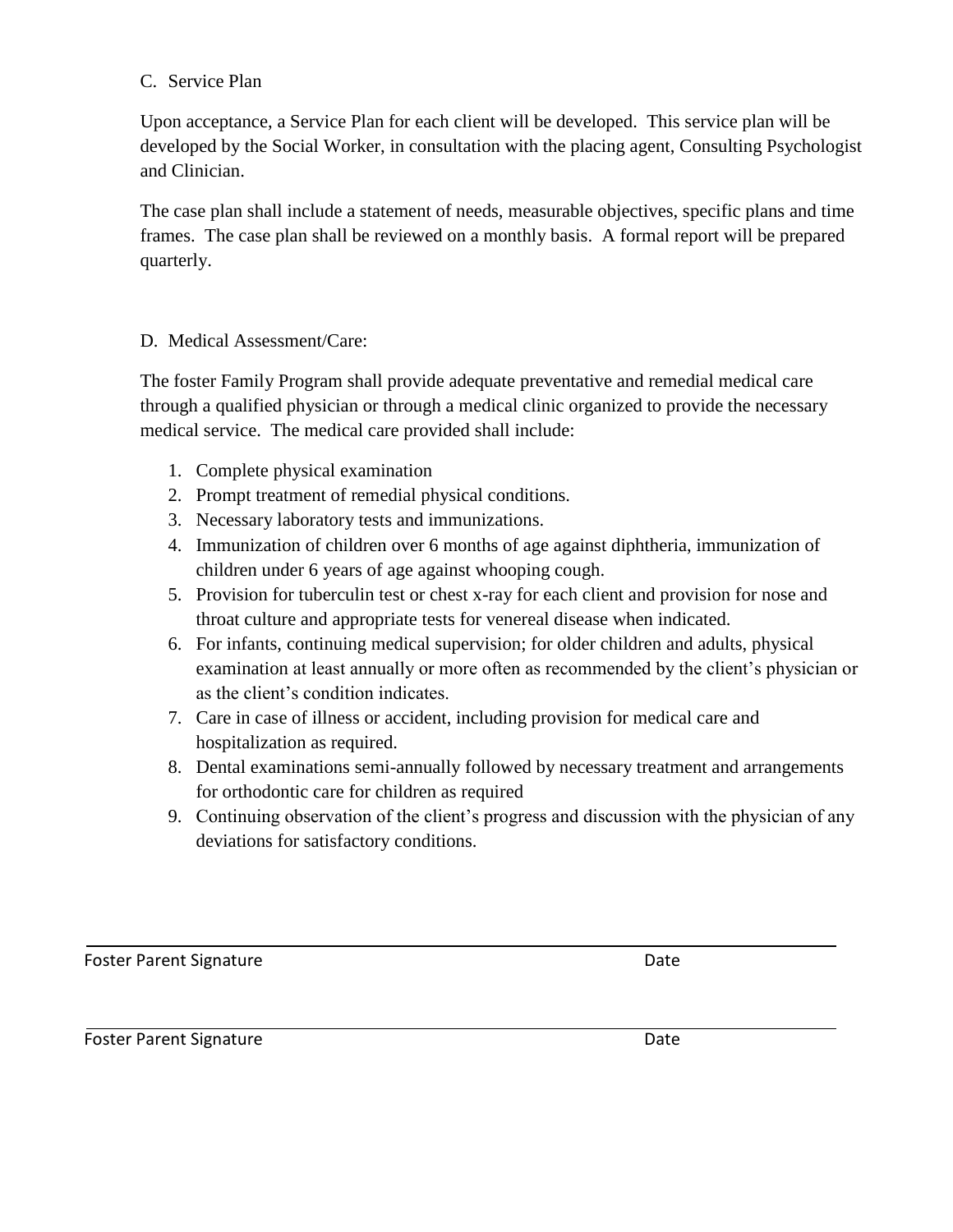C. Service Plan

Upon acceptance, a Service Plan for each client will be developed. This service plan will be developed by the Social Worker, in consultation with the placing agent, Consulting Psychologist and Clinician.

The case plan shall include a statement of needs, measurable objectives, specific plans and time frames. The case plan shall be reviewed on a monthly basis. A formal report will be prepared quarterly.

D. Medical Assessment/Care:

The foster Family Program shall provide adequate preventative and remedial medical care through a qualified physician or through a medical clinic organized to provide the necessary medical service. The medical care provided shall include:

1. Complete physical examination
2. Prompt treatment of remedial physical conditions.
3. Necessary laboratory tests and immunizations.
4. Immunization of children over 6 months of age against diphtheria, immunization of children under 6 years of age against whooping cough.
5. Provision for tuberculin test or chest x-ray for each client and provision for nose and throat culture and appropriate tests for venereal disease when indicated.
6. For infants, continuing medical supervision; for older children and adults, physical examination at least annually or more often as recommended by the client's physician or as the client's condition indicates.
7. Care in case of illness or accident, including provision for medical care and hospitalization as required.
8. Dental examinations semi-annually followed by necessary treatment and arrangements for orthodontic care for children as required
9. Continuing observation of the client's progress and discussion with the physician of any deviations for satisfactory conditions.

\_\_\_\_\_\_\_\_\_\_\_\_\_\_\_\_\_\_\_\_\_\_\_\_\_\_\_\_\_\_\_\_\_\_\_\_\_\_\_\_\_\_\_\_\_\_\_\_\_\_\_\_\_\_\_\_\_\_\_\_

Foster Parent Signature                                                                 Date

\_\_\_\_\_\_\_\_\_\_\_\_\_\_\_\_\_\_\_\_\_\_\_\_\_\_\_\_\_\_\_\_\_\_\_\_\_\_\_\_\_\_\_\_\_\_\_\_\_\_\_\_\_\_\_\_\_\_\_\_

Foster Parent Signature                                                                 Date